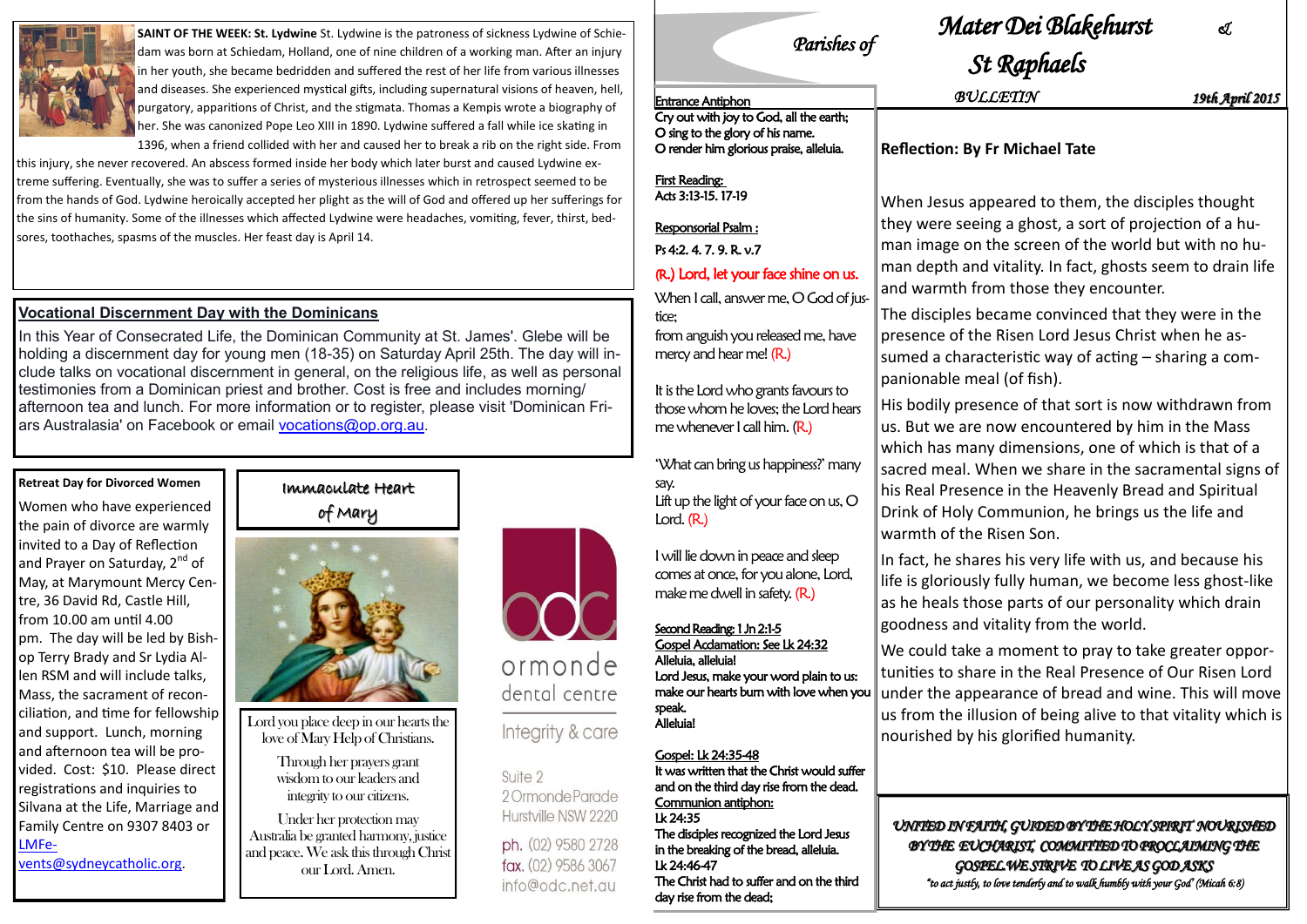# Parishes of Mater Dei Blakehurst & St Raphaels

BULLETIN

19th April 2015

**SAINT OF THE WEEK: St. Lydwine** St. Lydwine is the patroness of sickness Lydwine of Schiedam was born at Schiedam, Holland, one of nine children of a working man. After an injury in her youth, she became bedridden and suffered the rest of her life from various illnesses and diseases. She experienced mystical gifts, including supernatural visions of heaven, hell, purgatory, apparitions of Christ, and the stigmata. Thomas a Kempis wrote a biography of her. She was canonized Pope Leo XIII in 1890. Lydwine suffered a fall while ice skating in 1396, when a friend collided with her and caused her to break a rib on the right side. From this injury, she never recovered. An abscess formed inside her body which later burst and caused Lydwine extreme suffering. Eventually, she was to suffer a series of mysterious illnesses which in retrospect seemed to be from the hands of God. Lydwine heroically accepted her plight as the will of God and offered up her sufferings for the sins of humanity. Some of the illnesses which affected Lydwine were headaches, vomiting, fever, thirst, bedsores, toothaches, spasms of the muscles. Her feast day is April 14.

## Vocational Discernment Day with the Dominicans

In this Year of Consecrated Life, the Dominican Community at St. James'. Glebe will be holding a discernment day for young men (18-35) on Saturday April 25th. The day will include talks on vocational discernment in general, on the religious life, as well as personal testimonies from a Dominican priest and brother. Cost is free and includes morning/afternoon tea and lunch. For more information or to register, please visit 'Dominican Friars Australasia' on Facebook or email vocations@op.org.au.

### Retreat Day for Divorced Women

Women who have experienced the pain of divorce are warmly invited to a Day of Reflection and Prayer on Saturday, 2nd of May, at Marymount Mercy Centre, 36 David Rd, Castle Hill, from 10.00 am until 4.00 pm. The day will be led by Bishop Terry Brady and Sr Lydia Allen RSM and will include talks, Mass, the sacrament of reconciliation, and time for fellowship and support. Lunch, morning and afternoon tea will be provided. Cost: $10. Please direct registrations and inquiries to Silvana at the Life, Marriage and Family Centre on 9307 8403 or LMFevents@sydneycatholic.org.

### Immaculate Heart of Mary

Lord you place deep in our hearts the love of Mary Help of Christians.

Through her prayers grant wisdom to our leaders and integrity to our citizens.

Under her protection may Australia be granted harmony, justice and peace. We ask this through Christ our Lord. Amen.

odc
ormonde dental centre
Integrity & care
Suite 2
2 Ormonde Parade
Hurstville NSW 2220
ph. (02) 9580 2728
fax. (02) 9586 3067
info@odc.net.au

**Entrance Antiphon**
Cry out with joy to God, all the earth;
O sing to the glory of his name.
O render him glorious praise, alleluia.

**First Reading:**
Acts 3:13-15. 17-19

**Responsorial Psalm :**
Ps 4:2. 4. 7. 9. R. v.7

(R.) Lord, let your face shine on us.

When I call, answer me, O God of justice;
from anguish you released me, have mercy and hear me! (R.)

It is the Lord who grants favours to those whom he loves; the Lord hears me whenever I call him. (R.)

'What can bring us happiness?' many say.
Lift up the light of your face on us, O Lord. (R.)

I will lie down in peace and sleep comes at once, for you alone, Lord, make me dwell in safety. (R.)

**Second Reading: 1 Jn 2:1-5**
**Gospel Acclamation: See Lk 24:32**
Alleluia, alleluia!
Lord Jesus, make your word plain to us: make our hearts burn with love when you speak.
Alleluia!

**Gospel: Lk 24:35-48**
It was written that the Christ would suffer and on the third day rise from the dead.
**Communion antiphon:**
Lk 24:35
The disciples recognized the Lord Jesus in the breaking of the bread, alleluia.
Lk 24:46-47
The Christ had to suffer and on the third day rise from the dead;

## Reflection: By Fr Michael Tate

When Jesus appeared to them, the disciples thought they were seeing a ghost, a sort of projection of a human image on the screen of the world but with no human depth and vitality. In fact, ghosts seem to drain life and warmth from those they encounter.

The disciples became convinced that they were in the presence of the Risen Lord Jesus Christ when he assumed a characteristic way of acting – sharing a companionable meal (of fish).

His bodily presence of that sort is now withdrawn from us. But we are now encountered by him in the Mass which has many dimensions, one of which is that of a sacred meal. When we share in the sacramental signs of his Real Presence in the Heavenly Bread and Spiritual Drink of Holy Communion, he brings us the life and warmth of the Risen Son.

In fact, he shares his very life with us, and because his life is gloriously fully human, we become less ghost-like as he heals those parts of our personality which drain goodness and vitality from the world.

We could take a moment to pray to take greater opportunities to share in the Real Presence of Our Risen Lord under the appearance of bread and wine. This will move us from the illusion of being alive to that vitality which is nourished by his glorified humanity.

*UNITED IN FAITH, GUIDED BY THE HOLY SPIRIT NOURISHED BY THE EUCHARIST, COMMITTED TO PROCLAIMING THE GOSPEL WE STRIVE TO LIVE AS GOD ASKS*
*"to act justly, to love tenderly and to walk humbly with your God" (Micah 6:8)*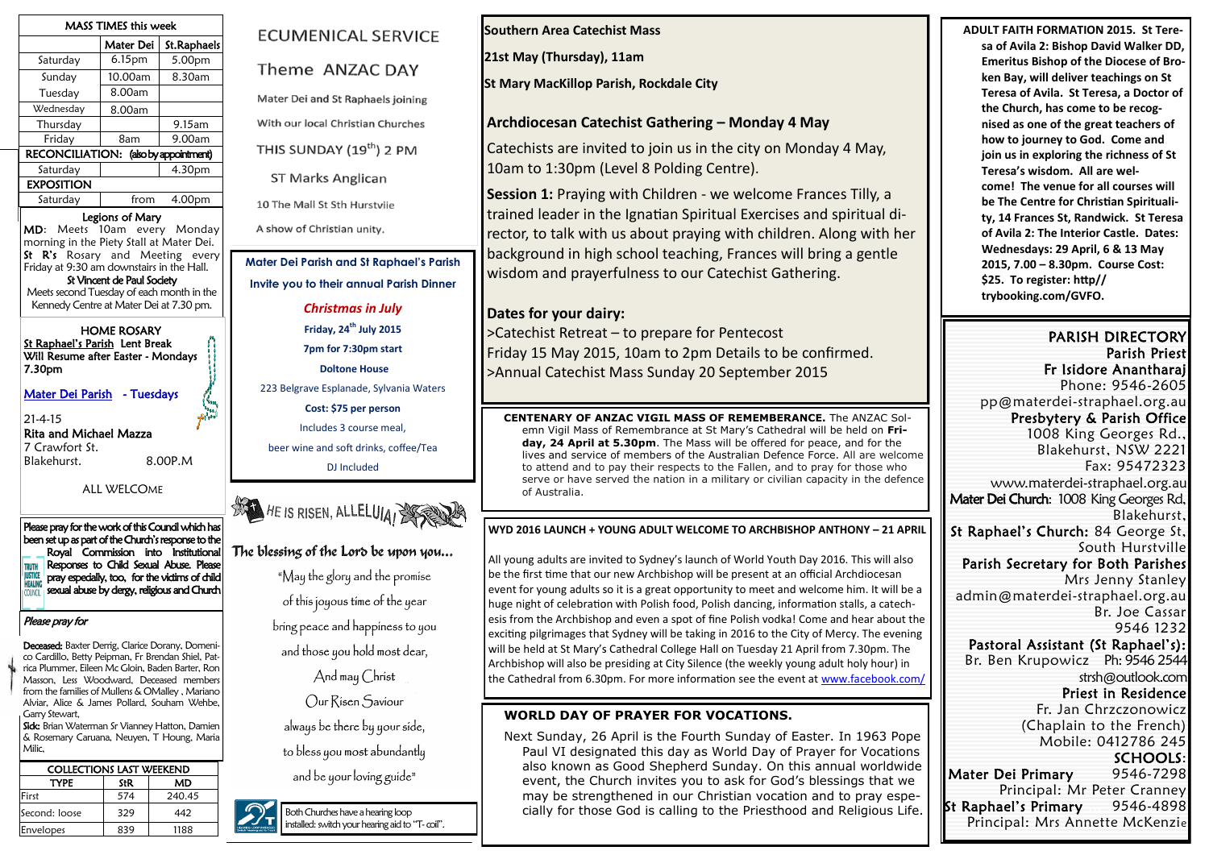## MASS TIMES this week

| | Mater Dei | St.Raphaels |
|---|---|---|
| Saturday | 6.15pm | 5.00pm |
| Sunday | 10.00am | 8.30am |
| Tuesday | 8.00am | |
| Wednesday | 8.00am | |
| Thursday | | 9.15am |
| Friday | 8am | 9.00am |
| **RECONCILIATION: (also by appointment)** | | |
| Saturday | | 4.30pm |
| **EXPOSITION** | | |
| Saturday | from | 4.00pm |

**Legions of Mary**

**MD**: Meets 10am every Monday morning in the Piety Stall at Mater Dei. **St R's** Rosary and Meeting every Friday at 9:30 am downstairs in the Hall.

**St Vincent de Paul Society**

Meets second Tuesday of each month in the Kennedy Centre at Mater Dei at 7.30 pm.

**HOME ROSARY**

**St Raphael's Parish Lent Break Will Resume after Easter - Mondays 7.30pm**

**Mater Dei Parish - Tuesdays**

21-4-15
**Rita and Michael Mazza**
7 Crawfort St.
Blakehurst. 8.00P.M

ALL WELCOME

Please pray for the work of this Council which has been set up as part of the Church's response to the Royal Commission into Institutional Responses to Child Sexual Abuse. Please pray especially, too, for the victims of child sexual abuse by clergy, religious and Church

*Please pray for*

**Deceased:** Baxter Derrig, Clarice Dorany, Domenico Cardillo, Betty Peipman, Fr Brendan Shiel, Patrica Plummer, Eileen Mc Gloin, Baden Barter, Ron Masson, Less Woodward, Deceased members from the families of Mullens & OMalley , Mariano Alviar, Alice & James Pollard, Souham Wehbe, Garry Stewart,

**Sick:** Brian Waterman Sr Vianney Hatton, Damien & Rosemary Caruana, Neuyen, T Houng, Maria Milic,

**COLLECTIONS LAST WEEKEND**

| TYPE | StR | MD |
|---|---|---|
| First | 574 | 240.45 |
| Second: loose | 329 | 442 |
| Envelopes | 839 | 1188 |

## ECUMENICAL SERVICE

Theme ANZAC DAY

Mater Dei and St Raphaels joining

With our local Christian Churches

THIS SUNDAY (19th) 2 PM

ST Marks Anglican

10 The Mall St Sth Hurstvlie

A show of Christian unity.

**Mater Dei Parish and St Raphael's Parish Invite you to their annual Parish Dinner**

***Christmas in July***

**Friday, 24th July 2015**

**7pm for 7:30pm start**

**Doltone House**

223 Belgrave Esplanade, Sylvania Waters

**Cost: $75 per person**

Includes 3 course meal,

beer wine and soft drinks, coffee/Tea

DJ Included

HE IS RISEN, ALLELUIA!

The blessing of the Lord be upon you...

"May the glory and the promise
of this joyous time of the year
bring peace and happiness to you
and those you hold most dear,
And may Christ
Our Risen Saviour
always be there by your side,
to bless you most abundantly
and be your loving guide"

Both Churches have a hearing loop installed: switch your hearing aid to "T- coil".

**Southern Area Catechist Mass**

**21st May (Thursday), 11am**

**St Mary MacKillop Parish, Rockdale City**

### Archdiocesan Catechist Gathering – Monday 4 May

Catechists are invited to join us in the city on Monday 4 May, 10am to 1:30pm (Level 8 Polding Centre).

**Session 1:** Praying with Children - we welcome Frances Tilly, a trained leader in the Ignatian Spiritual Exercises and spiritual director, to talk with us about praying with children. Along with her background in high school teaching, Frances will bring a gentle wisdom and prayerfulness to our Catechist Gathering.

**Dates for your dairy:**

>Catechist Retreat – to prepare for Pentecost
Friday 15 May 2015, 10am to 2pm Details to be confirmed.
>Annual Catechist Mass Sunday 20 September 2015

**CENTENARY OF ANZAC VIGIL MASS OF REMEMBERANCE.** The ANZAC Solemn Vigil Mass of Remembrance at St Mary's Cathedral will be held on **Friday, 24 April at 5.30pm**. The Mass will be offered for peace, and for the lives and service of members of the Australian Defence Force. All are welcome to attend and to pay their respects to the Fallen, and to pray for those who serve or have served the nation in a military or civilian capacity in the defence of Australia.

**WYD 2016 LAUNCH + YOUNG ADULT WELCOME TO ARCHBISHOP ANTHONY – 21 APRIL**

All young adults are invited to Sydney's launch of World Youth Day 2016. This will also be the first time that our new Archbishop will be present at an official Archdiocesan event for young adults so it is a great opportunity to meet and welcome him. It will be a huge night of celebration with Polish food, Polish dancing, information stalls, a catechesis from the Archbishop and even a spot of fine Polish vodka! Come and hear about the exciting pilgrimages that Sydney will be taking in 2016 to the City of Mercy. The evening will be held at St Mary's Cathedral College Hall on Tuesday 21 April from 7.30pm. The Archbishop will also be presiding at City Silence (the weekly young adult holy hour) in the Cathedral from 6.30pm. For more information see the event at www.facebook.com/

**WORLD DAY OF PRAYER FOR VOCATIONS.**

Next Sunday, 26 April is the Fourth Sunday of Easter. In 1963 Pope Paul VI designated this day as World Day of Prayer for Vocations also known as Good Shepherd Sunday. On this annual worldwide event, the Church invites you to ask for God's blessings that we may be strengthened in our Christian vocation and to pray especially for those God is calling to the Priesthood and Religious Life.

**ADULT FAITH FORMATION 2015. St Teresa of Avila 2: Bishop David Walker DD, Emeritus Bishop of the Diocese of Broken Bay, will deliver teachings on St Teresa of Avila. St Teresa, a Doctor of the Church, has come to be recognised as one of the great teachers of how to journey to God. Come and join us in exploring the richness of St Teresa's wisdom. All are welcome! The venue for all courses will be The Centre for Christian Spirituality, 14 Frances St, Randwick. St Teresa of Avila 2: The Interior Castle. Dates: Wednesdays: 29 April, 6 & 13 May 2015, 7.00 – 8.30pm. Course Cost: $25. To register: http// trybooking.com/GVFO.**

## PARISH DIRECTORY

**Parish Priest**
**Fr Isidore Anantharaj**
Phone: 9546-2605
pp@materdei-straphael.org.au

**Presbytery & Parish Office**
1008 King Georges Rd.,
Blakehurst, NSW 2221
Fax: 95472323
www.materdei-straphael.org.au

**Mater Dei Church**: 1008 King Georges Rd, Blakehurst,

**St Raphael's Church:** 84 George St, South Hurstville

**Parish Secretary for Both Parishes**
Mrs Jenny Stanley
admin@materdei-straphael.org.au
Br. Joe Cassar
9546 1232

**Pastoral Assistant (St Raphael's):**
Br. Ben Krupowicz Ph: 9546 2544
strsh@outlook.com

**Priest in Residence**
Fr. Jan Chrzczonowicz
(Chaplain to the French)
Mobile: 0412786 245

**SCHOOLS:**

**Mater Dei Primary** 9546-7298
Principal: Mr Peter Cranney

**St Raphael's Primary** 9546-4898
Principal: Mrs Annette McKenzie